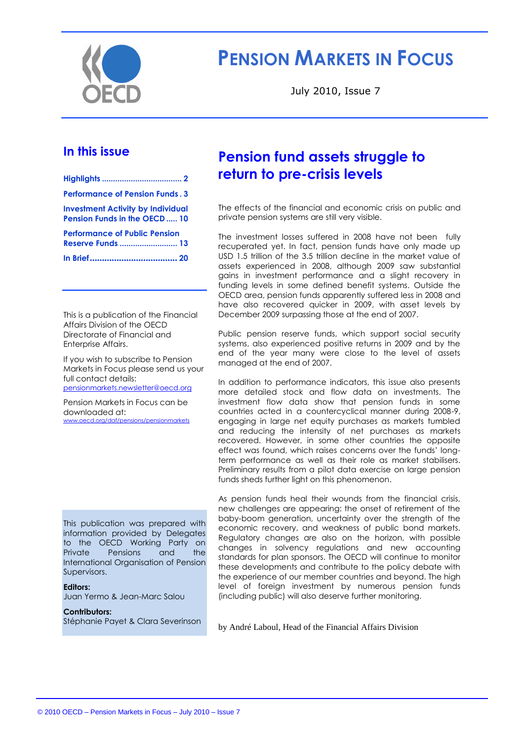# PENSION MARKETS IN FOCUS

July 2010, Issue 7

## In this issue

- Highlights .................................... 2
- Performance of Pension Funds . 3
- Investment Activity by Individual Pension Funds in the OECD ..... 10
- Performance of Public Pension Reserve Funds .......................... 13
- In Brief..................................... 20

This is a publication of the Financial Affairs Division of the OECD Directorate of Financial and Enterprise Affairs.

If you wish to subscribe to Pension Markets in Focus please send us your full contact details: pensionmarkets.newsletter@oecd.org

Pension Markets in Focus can be downloaded at: www.oecd.org/daf/pensions/pensionmarkets

This publication was prepared with information provided by Delegates to the OECD Working Party on Private Pensions and the International Organisation of Pension Supervisors.

**Editors:**
Juan Yermo & Jean-Marc Salou

**Contributors:**
Stéphanie Payet & Clara Severinson

## Pension fund assets struggle to return to pre-crisis levels

The effects of the financial and economic crisis on public and private pension systems are still very visible.

The investment losses suffered in 2008 have not been fully recuperated yet. In fact, pension funds have only made up USD 1.5 trillion of the 3.5 trillion decline in the market value of assets experienced in 2008, although 2009 saw substantial gains in investment performance and a slight recovery in funding levels in some defined benefit systems. Outside the OECD area, pension funds apparently suffered less in 2008 and have also recovered quicker in 2009, with asset levels by December 2009 surpassing those at the end of 2007.

Public pension reserve funds, which support social security systems, also experienced positive returns in 2009 and by the end of the year many were close to the level of assets managed at the end of 2007.

In addition to performance indicators, this issue also presents more detailed stock and flow data on investments. The investment flow data show that pension funds in some countries acted in a countercyclical manner during 2008-9, engaging in large net equity purchases as markets tumbled and reducing the intensity of net purchases as markets recovered. However, in some other countries the opposite effect was found, which raises concerns over the funds' long-term performance as well as their role as market stabilisers. Preliminary results from a pilot data exercise on large pension funds sheds further light on this phenomenon.

As pension funds heal their wounds from the financial crisis, new challenges are appearing: the onset of retirement of the baby-boom generation, uncertainty over the strength of the economic recovery, and weakness of public bond markets. Regulatory changes are also on the horizon, with possible changes in solvency regulations and new accounting standards for plan sponsors. The OECD will continue to monitor these developments and contribute to the policy debate with the experience of our member countries and beyond. The high level of foreign investment by numerous pension funds (including public) will also deserve further monitoring.

by André Laboul, Head of the Financial Affairs Division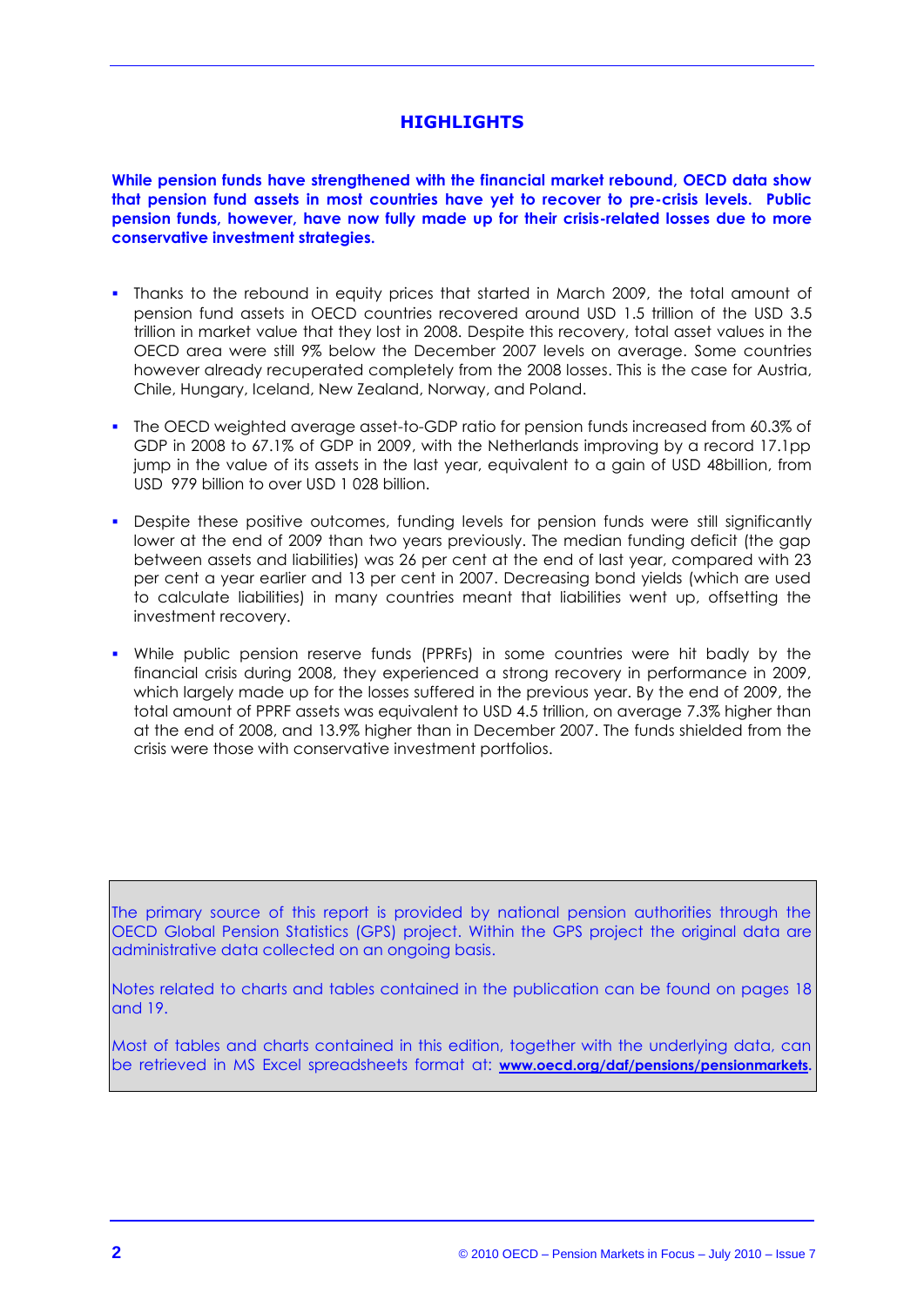# HIGHLIGHTS

**While pension funds have strengthened with the financial market rebound, OECD data show that pension fund assets in most countries have yet to recover to pre-crisis levels. Public pension funds, however, have now fully made up for their crisis-related losses due to more conservative investment strategies.**

- Thanks to the rebound in equity prices that started in March 2009, the total amount of pension fund assets in OECD countries recovered around USD 1.5 trillion of the USD 3.5 trillion in market value that they lost in 2008. Despite this recovery, total asset values in the OECD area were still 9% below the December 2007 levels on average. Some countries however already recuperated completely from the 2008 losses. This is the case for Austria, Chile, Hungary, Iceland, New Zealand, Norway, and Poland.

- The OECD weighted average asset-to-GDP ratio for pension funds increased from 60.3% of GDP in 2008 to 67.1% of GDP in 2009, with the Netherlands improving by a record 17.1pp jump in the value of its assets in the last year, equivalent to a gain of USD 48billion, from USD 979 billion to over USD 1 028 billion.

- Despite these positive outcomes, funding levels for pension funds were still significantly lower at the end of 2009 than two years previously. The median funding deficit (the gap between assets and liabilities) was 26 per cent at the end of last year, compared with 23 per cent a year earlier and 13 per cent in 2007. Decreasing bond yields (which are used to calculate liabilities) in many countries meant that liabilities went up, offsetting the investment recovery.

- While public pension reserve funds (PPRFs) in some countries were hit badly by the financial crisis during 2008, they experienced a strong recovery in performance in 2009, which largely made up for the losses suffered in the previous year. By the end of 2009, the total amount of PPRF assets was equivalent to USD 4.5 trillion, on average 7.3% higher than at the end of 2008, and 13.9% higher than in December 2007. The funds shielded from the crisis were those with conservative investment portfolios.

The primary source of this report is provided by national pension authorities through the OECD Global Pension Statistics (GPS) project. Within the GPS project the original data are administrative data collected on an ongoing basis.

Notes related to charts and tables contained in the publication can be found on pages 18 and 19.

Most of tables and charts contained in this edition, together with the underlying data, can be retrieved in MS Excel spreadsheets format at: **www.oecd.org/daf/pensions/pensionmarkets**.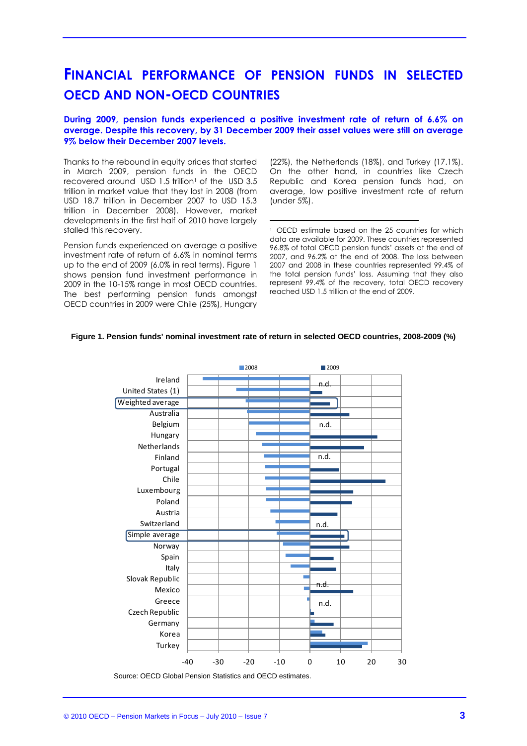# FINANCIAL PERFORMANCE OF PENSION FUNDS IN SELECTED OECD AND NON-OECD COUNTRIES

**During 2009, pension funds experienced a positive investment rate of return of 6.6% on average. Despite this recovery, by 31 December 2009 their asset values were still on average 9% below their December 2007 levels.**

Thanks to the rebound in equity prices that started in March 2009, pension funds in the OECD recovered around USD 1.5 trillion[1] of the USD 3.5 trillion in market value that they lost in 2008 (from USD 18.7 trillion in December 2007 to USD 15.3 trillion in December 2008). However, market developments in the first half of 2010 have largely stalled this recovery.

Pension funds experienced on average a positive investment rate of return of 6.6% in nominal terms up to the end of 2009 (6.0% in real terms). Figure 1 shows pension fund investment performance in 2009 in the 10-15% range in most OECD countries. The best performing pension funds amongst OECD countries in 2009 were Chile (25%), Hungary (22%), the Netherlands (18%), and Turkey (17.1%). On the other hand, in countries like Czech Republic and Korea pension funds had, on average, low positive investment rate of return (under 5%).

[1] OECD estimate based on the 25 countries for which data are available for 2009. These countries represented 96.8% of total OECD pension funds' assets at the end of 2007, and 96.2% at the end of 2008. The loss between 2007 and 2008 in these countries represented 99.4% of the total pension funds' loss. Assuming that they also represent 99.4% of the recovery, total OECD recovery reached USD 1.5 trillion at the end of 2009.

**Figure 1. Pension funds' nominal investment rate of return in selected OECD countries, 2008-2009 (%)**

Source: OECD Global Pension Statistics and OECD estimates.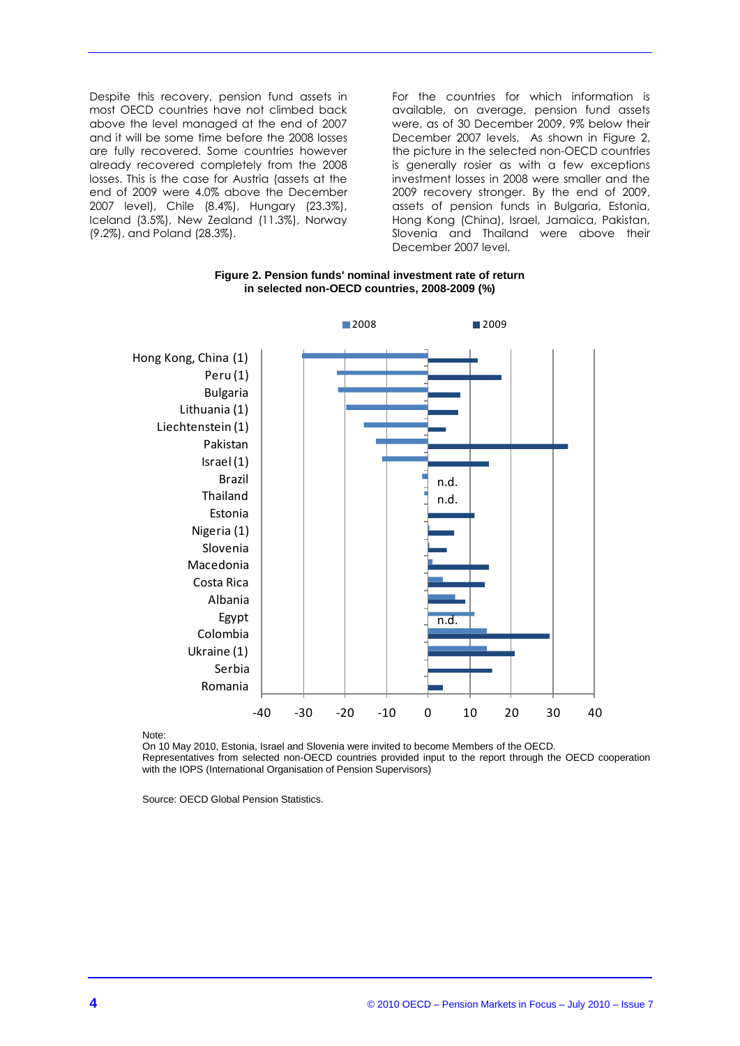Despite this recovery, pension fund assets in most OECD countries have not climbed back above the level managed at the end of 2007 and it will be some time before the 2008 losses are fully recovered. Some countries however already recovered completely from the 2008 losses. This is the case for Austria (assets at the end of 2009 were 4.0% above the December 2007 level), Chile (8.4%), Hungary (23.3%), Iceland (3.5%), New Zealand (11.3%), Norway (9.2%), and Poland (28.3%).

For the countries for which information is available, on average, pension fund assets were, as of 30 December 2009, 9% below their December 2007 levels. As shown in Figure 2, the picture in the selected non-OECD countries is generally rosier as with a few exceptions investment losses in 2008 were smaller and the 2009 recovery stronger. By the end of 2009, assets of pension funds in Bulgaria, Estonia, Hong Kong (China), Israel, Jamaica, Pakistan, Slovenia and Thailand were above their December 2007 level.

**Figure 2. Pension funds' nominal investment rate of return in selected non-OECD countries, 2008-2009 (%)**

Note:
On 10 May 2010, Estonia, Israel and Slovenia were invited to become Members of the OECD.
Representatives from selected non-OECD countries provided input to the report through the OECD cooperation with the IOPS (International Organisation of Pension Supervisors)

Source: OECD Global Pension Statistics.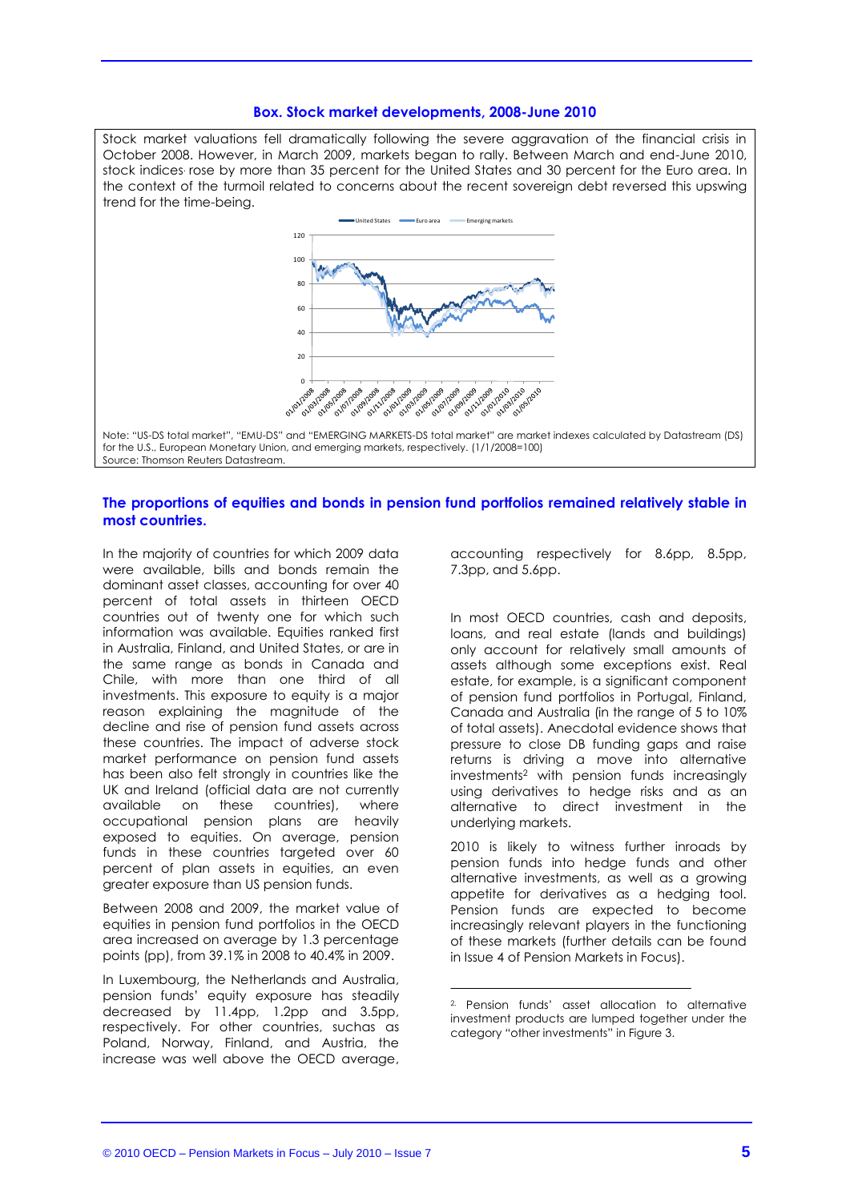### Box. Stock market developments, 2008-June 2010

Stock market valuations fell dramatically following the severe aggravation of the financial crisis in October 2008. However, in March 2009, markets began to rally. Between March and end-June 2010, stock indices rose by more than 35 percent for the United States and 30 percent for the Euro area. In the context of the turmoil related to concerns about the recent sovereign debt reversed this upswing trend for the time-being.

Note: "US-DS total market", "EMU-DS" and "EMERGING MARKETS-DS total market" are market indexes calculated by Datastream (DS) for the U.S., European Monetary Union, and emerging markets, respectively. (1/1/2008=100)
Source: Thomson Reuters Datastream.

## The proportions of equities and bonds in pension fund portfolios remained relatively stable in most countries.

In the majority of countries for which 2009 data were available, bills and bonds remain the dominant asset classes, accounting for over 40 percent of total assets in thirteen OECD countries out of twenty one for which such information was available. Equities ranked first in Australia, Finland, and United States, or are in the same range as bonds in Canada and Chile, with more than one third of all investments. This exposure to equity is a major reason explaining the magnitude of the decline and rise of pension fund assets across these countries. The impact of adverse stock market performance on pension fund assets has been also felt strongly in countries like the UK and Ireland (official data are not currently available on these countries), where occupational pension plans are heavily exposed to equities. On average, pension funds in these countries targeted over 60 percent of plan assets in equities, an even greater exposure than US pension funds.

Between 2008 and 2009, the market value of equities in pension fund portfolios in the OECD area increased on average by 1.3 percentage points (pp), from 39.1% in 2008 to 40.4% in 2009.

In Luxembourg, the Netherlands and Australia, pension funds' equity exposure has steadily decreased by 11.4pp, 1.2pp and 3.5pp, respectively. For other countries, suchas as Poland, Norway, Finland, and Austria, the increase was well above the OECD average, accounting respectively for 8.6pp, 8.5pp, 7.3pp, and 5.6pp.

In most OECD countries, cash and deposits, loans, and real estate (lands and buildings) only account for relatively small amounts of assets although some exceptions exist. Real estate, for example, is a significant component of pension fund portfolios in Portugal, Finland, Canada and Australia (in the range of 5 to 10% of total assets). Anecdotal evidence shows that pressure to close DB funding gaps and raise returns is driving a move into alternative investments[2] with pension funds increasingly using derivatives to hedge risks and as an alternative to direct investment in the underlying markets.

2010 is likely to witness further inroads by pension funds into hedge funds and other alternative investments, as well as a growing appetite for derivatives as a hedging tool. Pension funds are expected to become increasingly relevant players in the functioning of these markets (further details can be found in Issue 4 of Pension Markets in Focus).

[2] Pension funds' asset allocation to alternative investment products are lumped together under the category "other investments" in Figure 3.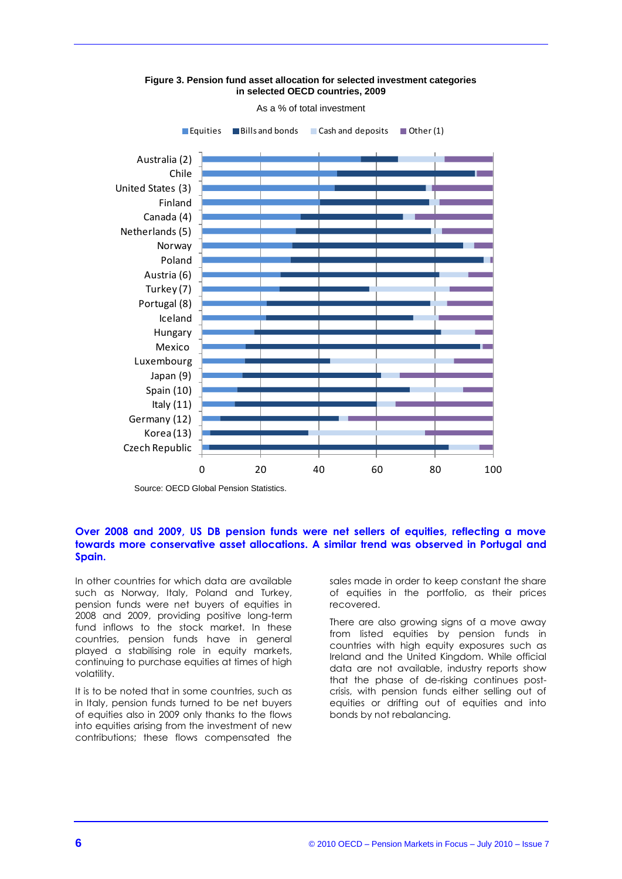**Figure 3. Pension fund asset allocation for selected investment categories in selected OECD countries, 2009**

As a % of total investment

Source: OECD Global Pension Statistics.

**Over 2008 and 2009, US DB pension funds were net sellers of equities, reflecting a move towards more conservative asset allocations. A similar trend was observed in Portugal and Spain.**

In other countries for which data are available such as Norway, Italy, Poland and Turkey, pension funds were net buyers of equities in 2008 and 2009, providing positive long-term fund inflows to the stock market. In these countries, pension funds have in general played a stabilising role in equity markets, continuing to purchase equities at times of high volatility.

It is to be noted that in some countries, such as in Italy, pension funds turned to be net buyers of equities also in 2009 only thanks to the flows into equities arising from the investment of new contributions; these flows compensated the sales made in order to keep constant the share of equities in the portfolio, as their prices recovered.

There are also growing signs of a move away from listed equities by pension funds in countries with high equity exposures such as Ireland and the United Kingdom. While official data are not available, industry reports show that the phase of de-risking continues post-crisis, with pension funds either selling out of equities or drifting out of equities and into bonds by not rebalancing.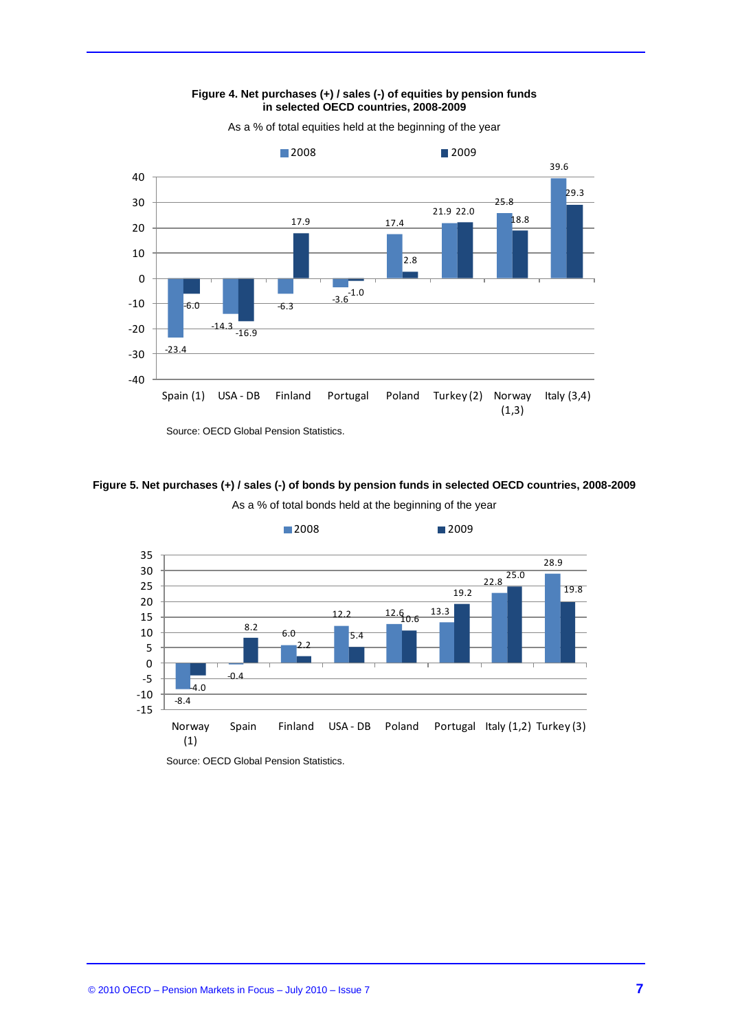**Figure 4. Net purchases (+) / sales (-) of equities by pension funds in selected OECD countries, 2008-2009**

As a % of total equities held at the beginning of the year

| | 2008 | 2009 |
|---|---|---|
| Spain (1) | -23.4 | -6.0 |
| USA - DB | -14.3 | -16.9 |
| Finland | -6.3 | 17.9 |
| Portugal | -3.6 | -1.0 |
| Poland | 17.4 | 2.8 |
| Turkey (2) | 21.9 | 22.0 |
| Norway (1,3) | 25.8 | 18.8 |
| Italy (3,4) | 39.6 | 29.3 |

Source: OECD Global Pension Statistics.

**Figure 5. Net purchases (+) / sales (-) of bonds by pension funds in selected OECD countries, 2008-2009**

As a % of total bonds held at the beginning of the year

| | 2008 | 2009 |
|---|---|---|
| Norway (1) | -8.4 | -4.0 |
| Spain | -0.4 | 8.2 |
| Finland | 6.0 | 2.2 |
| USA - DB | 12.2 | 5.4 |
| Poland | 12.6 | 10.6 |
| Portugal | 13.3 | 19.2 |
| Italy (1,2) | 22.8 | 25.0 |
| Turkey (3) | 28.9 | 19.8 |

Source: OECD Global Pension Statistics.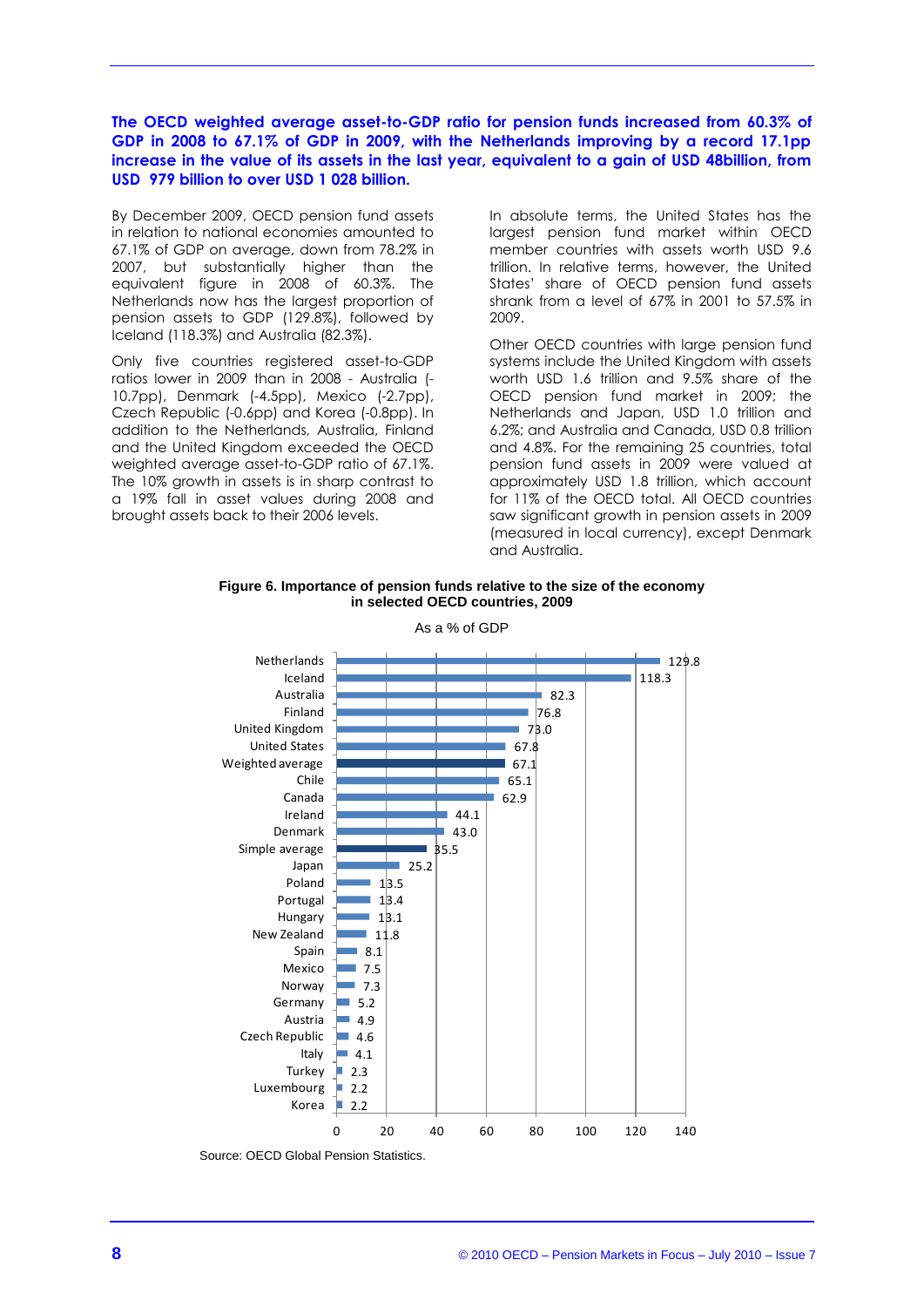**The OECD weighted average asset-to-GDP ratio for pension funds increased from 60.3% of GDP in 2008 to 67.1% of GDP in 2009, with the Netherlands improving by a record 17.1pp increase in the value of its assets in the last year, equivalent to a gain of USD 48billion, from USD 979 billion to over USD 1 028 billion.**

By December 2009, OECD pension fund assets in relation to national economies amounted to 67.1% of GDP on average, down from 78.2% in 2007, but substantially higher than the equivalent figure in 2008 of 60.3%. The Netherlands now has the largest proportion of pension assets to GDP (129.8%), followed by Iceland (118.3%) and Australia (82.3%).

Only five countries registered asset-to-GDP ratios lower in 2009 than in 2008 - Australia (-10.7pp), Denmark (-4.5pp), Mexico (-2.7pp), Czech Republic (-0.6pp) and Korea (-0.8pp). In addition to the Netherlands, Australia, Finland and the United Kingdom exceeded the OECD weighted average asset-to-GDP ratio of 67.1%. The 10% growth in assets is in sharp contrast to a 19% fall in asset values during 2008 and brought assets back to their 2006 levels.

In absolute terms, the United States has the largest pension fund market within OECD member countries with assets worth USD 9.6 trillion. In relative terms, however, the United States' share of OECD pension fund assets shrank from a level of 67% in 2001 to 57.5% in 2009.

Other OECD countries with large pension fund systems include the United Kingdom with assets worth USD 1.6 trillion and 9.5% share of the OECD pension fund market in 2009; the Netherlands and Japan, USD 1.0 trillion and 6.2%; and Australia and Canada, USD 0.8 trillion and 4.8%. For the remaining 25 countries, total pension fund assets in 2009 were valued at approximately USD 1.8 trillion, which account for 11% of the OECD total. All OECD countries saw significant growth in pension assets in 2009 (measured in local currency), except Denmark and Australia.

**Figure 6. Importance of pension funds relative to the size of the economy in selected OECD countries, 2009**

As a % of GDP

| Country | % of GDP |
|---|---|
| Netherlands | 129.8 |
| Iceland | 118.3 |
| Australia | 82.3 |
| Finland | 76.8 |
| United Kingdom | 73.0 |
| United States | 67.8 |
| Weighted average | 67.1 |
| Chile | 65.1 |
| Canada | 62.9 |
| Ireland | 44.1 |
| Denmark | 43.0 |
| Simple average | 35.5 |
| Japan | 25.2 |
| Poland | 13.5 |
| Portugal | 13.4 |
| Hungary | 13.1 |
| New Zealand | 11.8 |
| Spain | 8.1 |
| Mexico | 7.5 |
| Norway | 7.3 |
| Germany | 5.2 |
| Austria | 4.9 |
| Czech Republic | 4.6 |
| Italy | 4.1 |
| Turkey | 2.3 |
| Luxembourg | 2.2 |
| Korea | 2.2 |

Source: OECD Global Pension Statistics.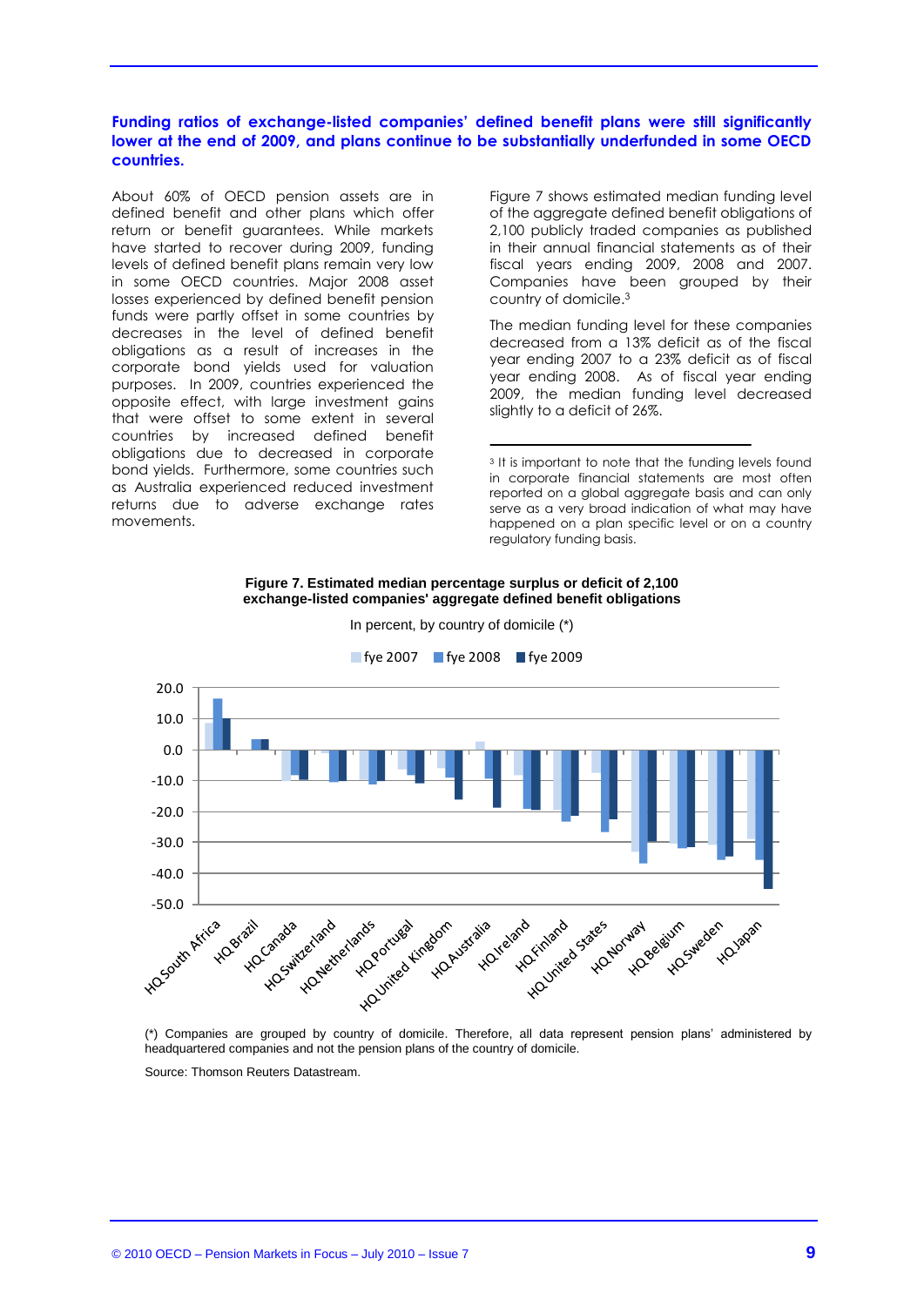**Funding ratios of exchange-listed companies' defined benefit plans were still significantly lower at the end of 2009, and plans continue to be substantially underfunded in some OECD countries.**

About 60% of OECD pension assets are in defined benefit and other plans which offer return or benefit guarantees. While markets have started to recover during 2009, funding levels of defined benefit plans remain very low in some OECD countries. Major 2008 asset losses experienced by defined benefit pension funds were partly offset in some countries by decreases in the level of defined benefit obligations as a result of increases in the corporate bond yields used for valuation purposes. In 2009, countries experienced the opposite effect, with large investment gains that were offset to some extent in several countries by increased defined benefit obligations due to decreased in corporate bond yields. Furthermore, some countries such as Australia experienced reduced investment returns due to adverse exchange rates movements.

Figure 7 shows estimated median funding level of the aggregate defined benefit obligations of 2,100 publicly traded companies as published in their annual financial statements as of their fiscal years ending 2009, 2008 and 2007. Companies have been grouped by their country of domicile.[3]

The median funding level for these companies decreased from a 13% deficit as of the fiscal year ending 2007 to a 23% deficit as of fiscal year ending 2008. As of fiscal year ending 2009, the median funding level decreased slightly to a deficit of 26%.

[3] It is important to note that the funding levels found in corporate financial statements are most often reported on a global aggregate basis and can only serve as a very broad indication of what may have happened on a plan specific level or on a country regulatory funding basis.

**Figure 7. Estimated median percentage surplus or deficit of 2,100 exchange-listed companies' aggregate defined benefit obligations**

In percent, by country of domicile (*)

(*) Companies are grouped by country of domicile. Therefore, all data represent pension plans' administered by headquartered companies and not the pension plans of the country of domicile.

Source: Thomson Reuters Datastream.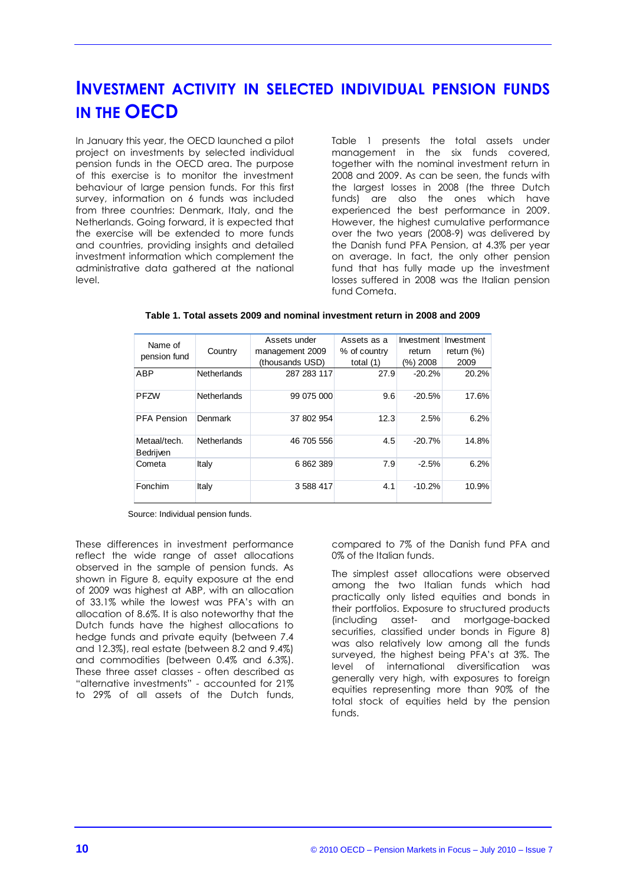# INVESTMENT ACTIVITY IN SELECTED INDIVIDUAL PENSION FUNDS IN THE OECD

In January this year, the OECD launched a pilot project on investments by selected individual pension funds in the OECD area. The purpose of this exercise is to monitor the investment behaviour of large pension funds. For this first survey, information on 6 funds was included from three countries: Denmark, Italy, and the Netherlands. Going forward, it is expected that the exercise will be extended to more funds and countries, providing insights and detailed investment information which complement the administrative data gathered at the national level.

Table 1 presents the total assets under management in the six funds covered, together with the nominal investment return in 2008 and 2009. As can be seen, the funds with the largest losses in 2008 (the three Dutch funds) are also the ones which have experienced the best performance in 2009. However, the highest cumulative performance over the two years (2008-9) was delivered by the Danish fund PFA Pension, at 4.3% per year on average. In fact, the only other pension fund that has fully made up the investment losses suffered in 2008 was the Italian pension fund Cometa.

**Table 1. Total assets 2009 and nominal investment return in 2008 and 2009**

| Name of pension fund | Country | Assets under management 2009 (thousands USD) | Assets as a % of country total (1) | Investment return (%) 2008 | Investment return (%) 2009 |
|---|---|---|---|---|---|
| ABP | Netherlands | 287 283 117 | 27.9 | -20.2% | 20.2% |
| PFZW | Netherlands | 99 075 000 | 9.6 | -20.5% | 17.6% |
| PFA Pension | Denmark | 37 802 954 | 12.3 | 2.5% | 6.2% |
| Metaal/tech. Bedrijven | Netherlands | 46 705 556 | 4.5 | -20.7% | 14.8% |
| Cometa | Italy | 6 862 389 | 7.9 | -2.5% | 6.2% |
| Fonchim | Italy | 3 588 417 | 4.1 | -10.2% | 10.9% |

Source: Individual pension funds.

These differences in investment performance reflect the wide range of asset allocations observed in the sample of pension funds. As shown in Figure 8, equity exposure at the end of 2009 was highest at ABP, with an allocation of 33.1% while the lowest was PFA's with an allocation of 8.6%. It is also noteworthy that the Dutch funds have the highest allocations to hedge funds and private equity (between 7.4 and 12.3%), real estate (between 8.2 and 9.4%) and commodities (between 0.4% and 6.3%). These three asset classes - often described as "alternative investments" - accounted for 21% to 29% of all assets of the Dutch funds, compared to 7% of the Danish fund PFA and 0% of the Italian funds.

The simplest asset allocations were observed among the two Italian funds which had practically only listed equities and bonds in their portfolios. Exposure to structured products (including asset- and mortgage-backed securities, classified under bonds in Figure 8) was also relatively low among all the funds surveyed, the highest being PFA's at 3%. The level of international diversification was generally very high, with exposures to foreign equities representing more than 90% of the total stock of equities held by the pension funds.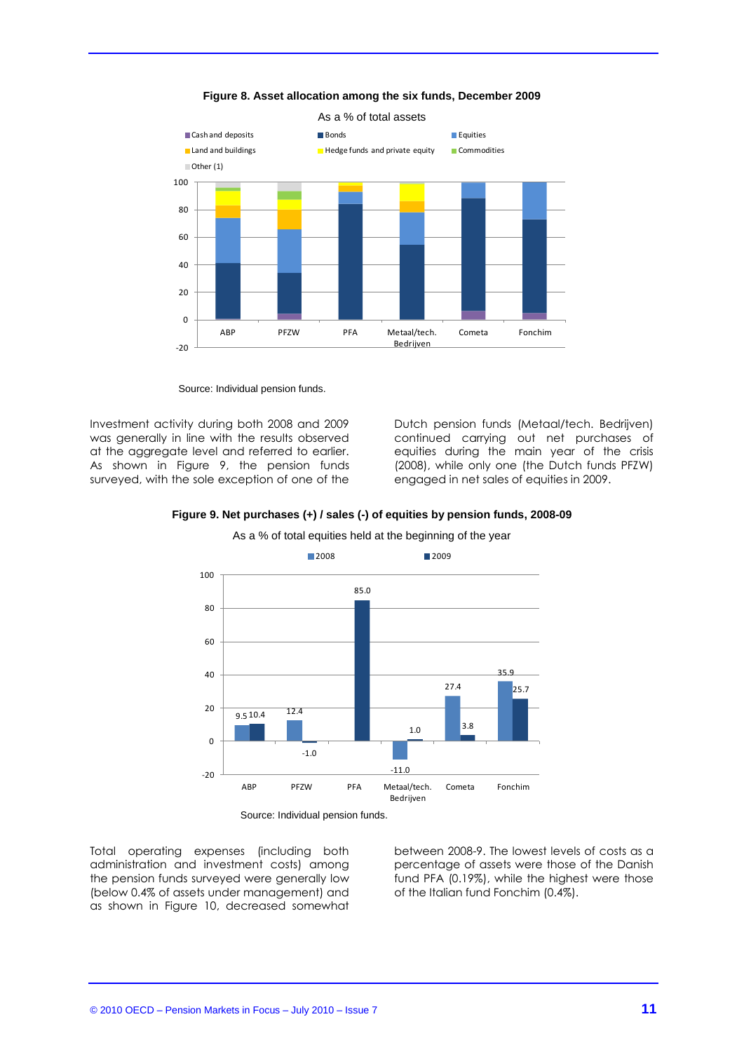**Figure 8. Asset allocation among the six funds, December 2009**

As a % of total assets

Source: Individual pension funds.

Investment activity during both 2008 and 2009 was generally in line with the results observed at the aggregate level and referred to earlier. As shown in Figure 9, the pension funds surveyed, with the sole exception of one of the Dutch pension funds (Metaal/tech. Bedrijven) continued carrying out net purchases of equities during the main year of the crisis (2008), while only one (the Dutch funds PFZW) engaged in net sales of equities in 2009.

**Figure 9. Net purchases (+) / sales (-) of equities by pension funds, 2008-09**

As a % of total equities held at the beginning of the year

Source: Individual pension funds.

Total operating expenses (including both administration and investment costs) among the pension funds surveyed were generally low (below 0.4% of assets under management) and as shown in Figure 10, decreased somewhat between 2008-9. The lowest levels of costs as a percentage of assets were those of the Danish fund PFA (0.19%), while the highest were those of the Italian fund Fonchim (0.4%).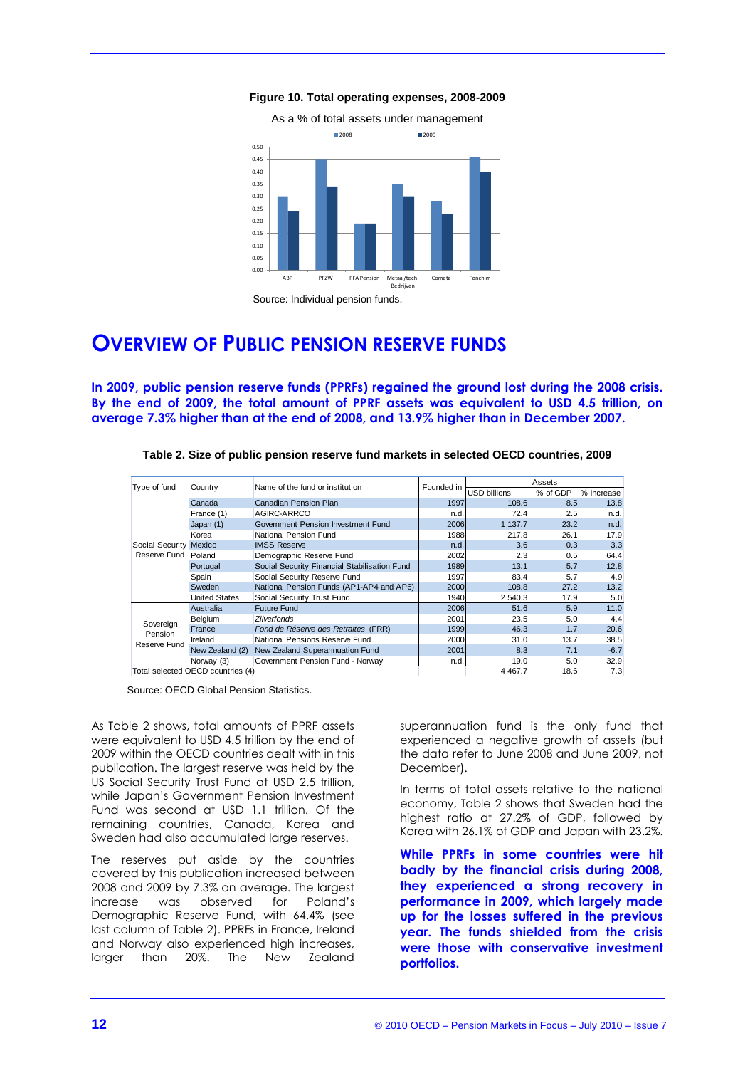**Figure 10. Total operating expenses, 2008-2009**

As a % of total assets under management

Source: Individual pension funds.

# OVERVIEW OF PUBLIC PENSION RESERVE FUNDS

**In 2009, public pension reserve funds (PPRFs) regained the ground lost during the 2008 crisis. By the end of 2009, the total amount of PPRF assets was equivalent to USD 4.5 trillion, on average 7.3% higher than at the end of 2008, and 13.9% higher than in December 2007.**

**Table 2. Size of public pension reserve fund markets in selected OECD countries, 2009**

| Type of fund | Country | Name of the fund or institution | Founded in | Assets | | |
|---|---|---|---|---|---|---|
| | | | | USD billions | % of GDP | % increase |
| Social Security Reserve Fund | Canada | Canadian Pension Plan | 1997 | 108.6 | 8.5 | 13.8 |
| | France (1) | AGIRC-ARRCO | n.d. | 72.4 | 2.5 | n.d. |
| | Japan (1) | Government Pension Investment Fund | 2006 | 1 137.7 | 23.2 | n.d. |
| | Korea | National Pension Fund | 1988 | 217.8 | 26.1 | 17.9 |
| | Mexico | IMSS Reserve | n.d. | 3.6 | 0.3 | 3.3 |
| | Poland | Demographic Reserve Fund | 2002 | 2.3 | 0.5 | 64.4 |
| | Portugal | Social Security Financial Stabilisation Fund | 1989 | 13.1 | 5.7 | 12.8 |
| | Spain | Social Security Reserve Fund | 1997 | 83.4 | 5.7 | 4.9 |
| | Sweden | National Pension Funds (AP1-AP4 and AP6) | 2000 | 108.8 | 27.2 | 13.2 |
| | United States | Social Security Trust Fund | 1940 | 2 540.3 | 17.9 | 5.0 |
| Sovereign Pension Reserve Fund | Australia | Future Fund | 2006 | 51.6 | 5.9 | 11.0 |
| | Belgium | *Zilverfonds* | 2001 | 23.5 | 5.0 | 4.4 |
| | France | *Fond de Réserve des Retraites* (FRR) | 1999 | 46.3 | 1.7 | 20.6 |
| | Ireland | National Pensions Reserve Fund | 2000 | 31.0 | 13.7 | 38.5 |
| | New Zealand (2) | New Zealand Superannuation Fund | 2001 | 8.3 | 7.1 | -6.7 |
| | Norway (3) | Government Pension Fund - Norway | n.d. | 19.0 | 5.0 | 32.9 |
| Total selected OECD countries (4) | | | | 4 467.7 | 18.6 | 7.3 |

Source: OECD Global Pension Statistics.

As Table 2 shows, total amounts of PPRF assets were equivalent to USD 4.5 trillion by the end of 2009 within the OECD countries dealt with in this publication. The largest reserve was held by the US Social Security Trust Fund at USD 2.5 trillion, while Japan's Government Pension Investment Fund was second at USD 1.1 trillion. Of the remaining countries, Canada, Korea and Sweden had also accumulated large reserves.

The reserves put aside by the countries covered by this publication increased between 2008 and 2009 by 7.3% on average. The largest increase was observed for Poland's Demographic Reserve Fund, with 64.4% (see last column of Table 2). PPRFs in France, Ireland and Norway also experienced high increases, larger than 20%. The New Zealand superannuation fund is the only fund that experienced a negative growth of assets (but the data refer to June 2008 and June 2009, not December).

In terms of total assets relative to the national economy, Table 2 shows that Sweden had the highest ratio at 27.2% of GDP, followed by Korea with 26.1% of GDP and Japan with 23.2%.

**While PPRFs in some countries were hit badly by the financial crisis during 2008, they experienced a strong recovery in performance in 2009, which largely made up for the losses suffered in the previous year. The funds shielded from the crisis were those with conservative investment portfolios.**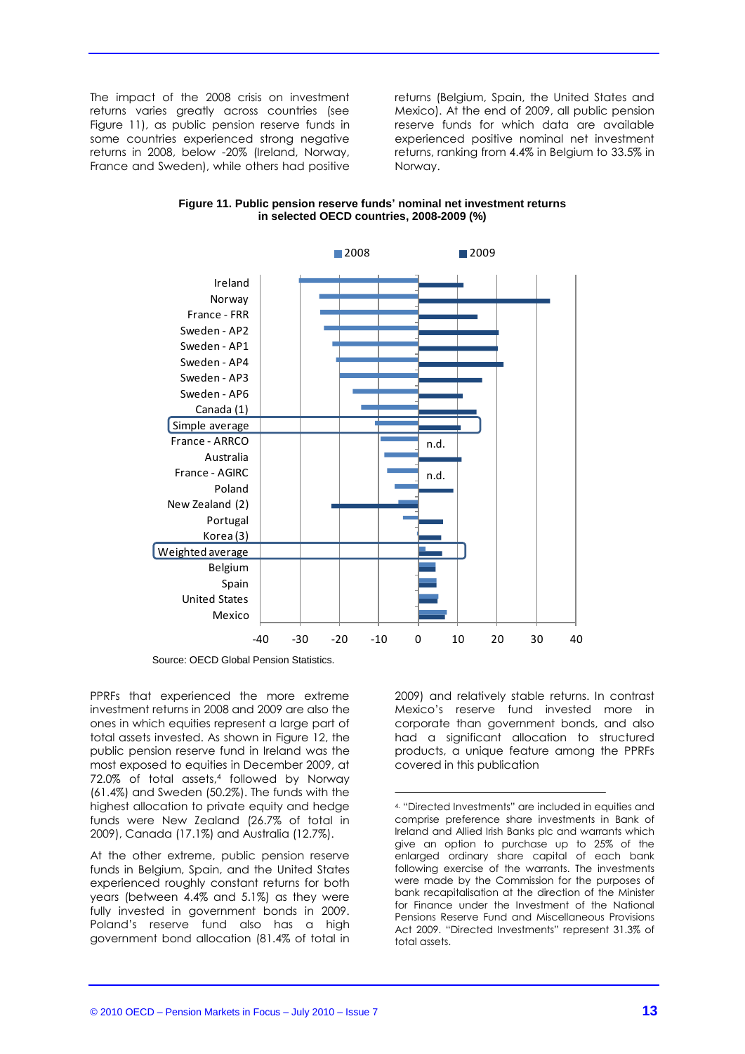The impact of the 2008 crisis on investment returns varies greatly across countries (see Figure 11), as public pension reserve funds in some countries experienced strong negative returns in 2008, below -20% (Ireland, Norway, France and Sweden), while others had positive returns (Belgium, Spain, the United States and Mexico). At the end of 2009, all public pension reserve funds for which data are available experienced positive nominal net investment returns, ranking from 4.4% in Belgium to 33.5% in Norway.

**Figure 11. Public pension reserve funds' nominal net investment returns in selected OECD countries, 2008-2009 (%)**

Source: OECD Global Pension Statistics.

PPRFs that experienced the more extreme investment returns in 2008 and 2009 are also the ones in which equities represent a large part of total assets invested. As shown in Figure 12, the public pension reserve fund in Ireland was the most exposed to equities in December 2009, at 72.0% of total assets,[4] followed by Norway (61.4%) and Sweden (50.2%). The funds with the highest allocation to private equity and hedge funds were New Zealand (26.7% of total in 2009), Canada (17.1%) and Australia (12.7%).

At the other extreme, public pension reserve funds in Belgium, Spain, and the United States experienced roughly constant returns for both years (between 4.4% and 5.1%) as they were fully invested in government bonds in 2009. Poland's reserve fund also has a high government bond allocation (81.4% of total in 2009) and relatively stable returns. In contrast Mexico's reserve fund invested more in corporate than government bonds, and also had a significant allocation to structured products, a unique feature among the PPRFs covered in this publication

[4] "Directed Investments" are included in equities and comprise preference share investments in Bank of Ireland and Allied Irish Banks plc and warrants which give an option to purchase up to 25% of the enlarged ordinary share capital of each bank following exercise of the warrants. The investments were made by the Commission for the purposes of bank recapitalisation at the direction of the Minister for Finance under the Investment of the National Pensions Reserve Fund and Miscellaneous Provisions Act 2009. "Directed Investments" represent 31.3% of total assets.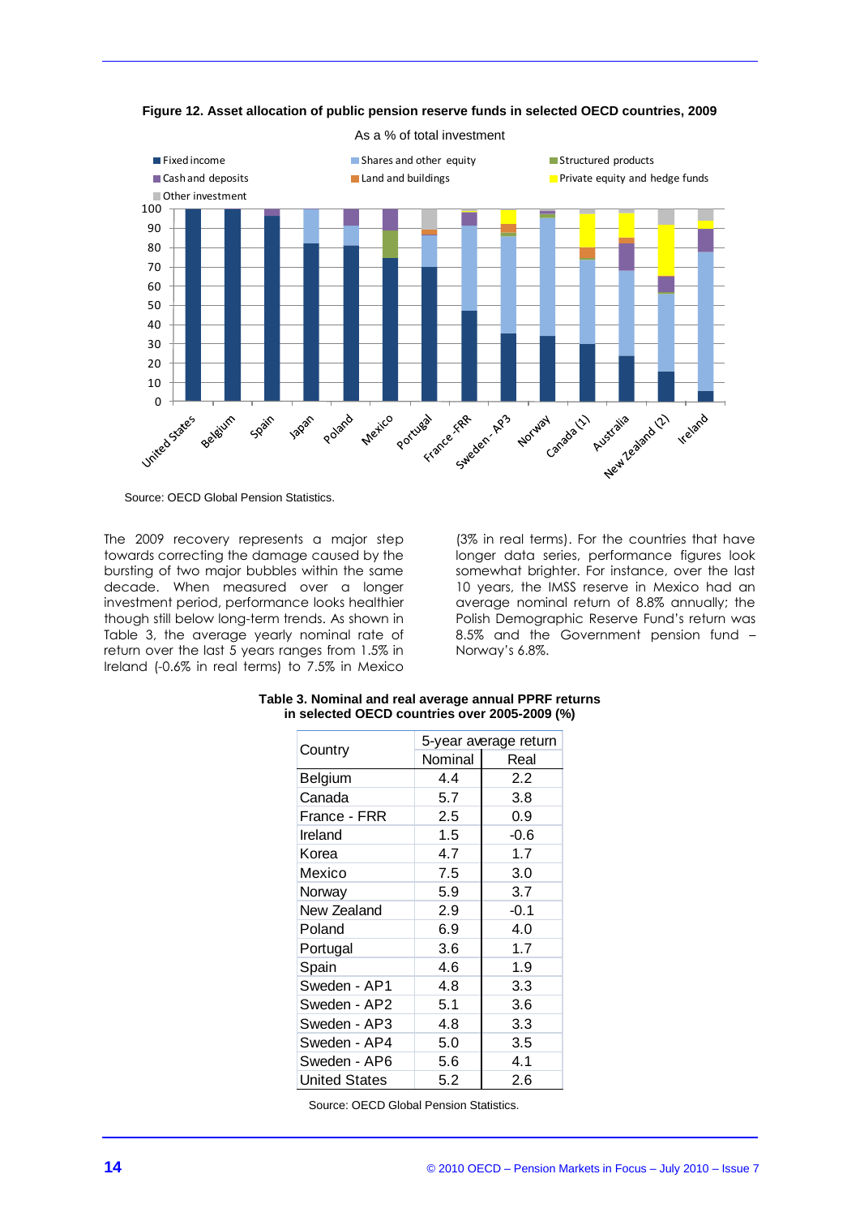**Figure 12. Asset allocation of public pension reserve funds in selected OECD countries, 2009**

As a % of total investment

Source: OECD Global Pension Statistics.

The 2009 recovery represents a major step towards correcting the damage caused by the bursting of two major bubbles within the same decade. When measured over a longer investment period, performance looks healthier though still below long-term trends. As shown in Table 3, the average yearly nominal rate of return over the last 5 years ranges from 1.5% in Ireland (-0.6% in real terms) to 7.5% in Mexico (3% in real terms). For the countries that have longer data series, performance figures look somewhat brighter. For instance, over the last 10 years, the IMSS reserve in Mexico had an average nominal return of 8.8% annually; the Polish Demographic Reserve Fund's return was 8.5% and the Government pension fund – Norway's 6.8%.

**Table 3. Nominal and real average annual PPRF returns in selected OECD countries over 2005-2009 (%)**

| Country | 5-year average return | |
|---|---|---|
| | Nominal | Real |
| Belgium | 4.4 | 2.2 |
| Canada | 5.7 | 3.8 |
| France - FRR | 2.5 | 0.9 |
| Ireland | 1.5 | -0.6 |
| Korea | 4.7 | 1.7 |
| Mexico | 7.5 | 3.0 |
| Norway | 5.9 | 3.7 |
| New Zealand | 2.9 | -0.1 |
| Poland | 6.9 | 4.0 |
| Portugal | 3.6 | 1.7 |
| Spain | 4.6 | 1.9 |
| Sweden - AP1 | 4.8 | 3.3 |
| Sweden - AP2 | 5.1 | 3.6 |
| Sweden - AP3 | 4.8 | 3.3 |
| Sweden - AP4 | 5.0 | 3.5 |
| Sweden - AP6 | 5.6 | 4.1 |
| United States | 5.2 | 2.6 |

Source: OECD Global Pension Statistics.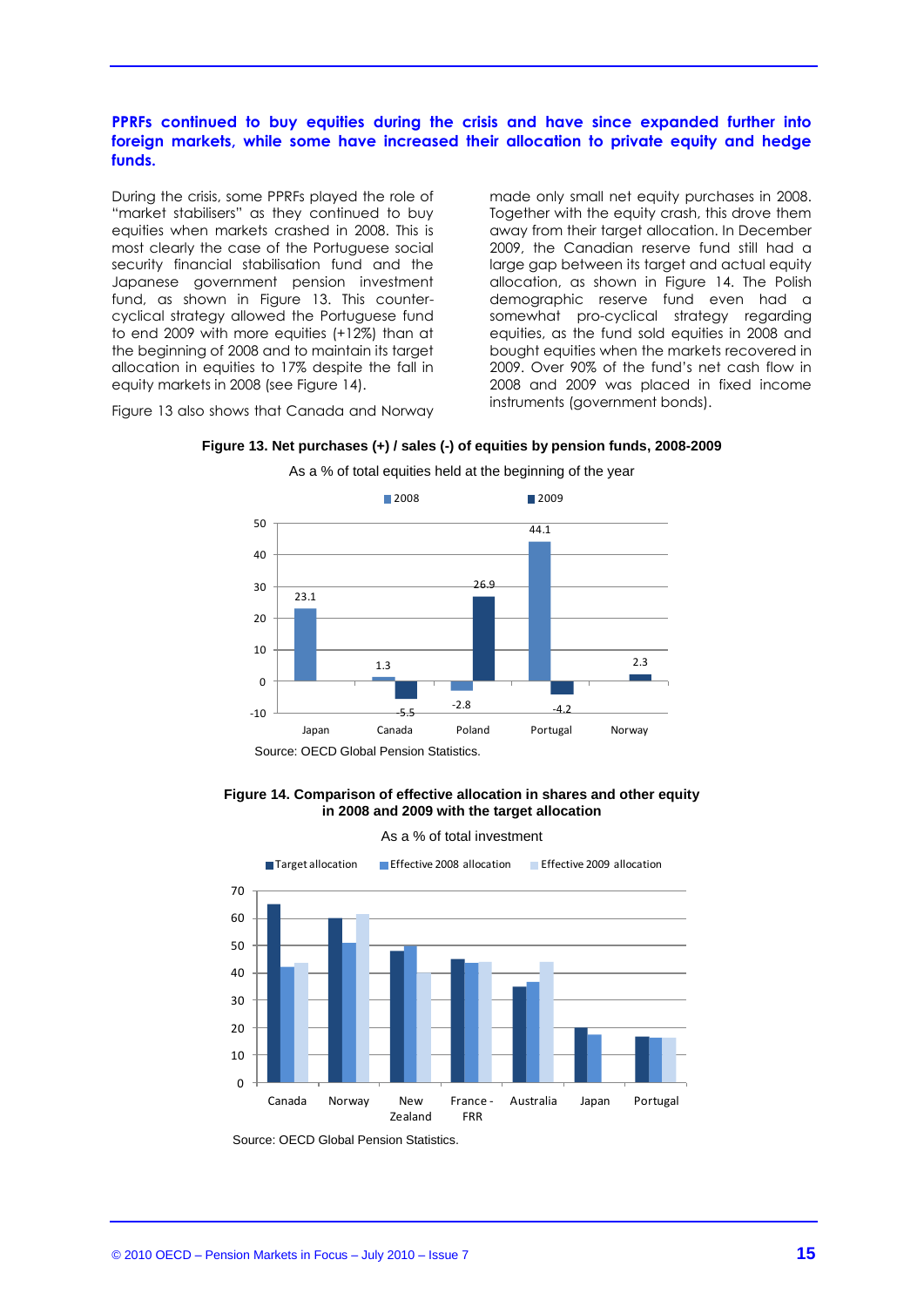**PPRFs continued to buy equities during the crisis and have since expanded further into foreign markets, while some have increased their allocation to private equity and hedge funds.**

During the crisis, some PPRFs played the role of "market stabilisers" as they continued to buy equities when markets crashed in 2008. This is most clearly the case of the Portuguese social security financial stabilisation fund and the Japanese government pension investment fund, as shown in Figure 13. This counter-cyclical strategy allowed the Portuguese fund to end 2009 with more equities (+12%) than at the beginning of 2008 and to maintain its target allocation in equities to 17% despite the fall in equity markets in 2008 (see Figure 14).

Figure 13 also shows that Canada and Norway made only small net equity purchases in 2008. Together with the equity crash, this drove them away from their target allocation. In December 2009, the Canadian reserve fund still had a large gap between its target and actual equity allocation, as shown in Figure 14. The Polish demographic reserve fund even had a somewhat pro-cyclical strategy regarding equities, as the fund sold equities in 2008 and bought equities when the markets recovered in 2009. Over 90% of the fund's net cash flow in 2008 and 2009 was placed in fixed income instruments (government bonds).

**Figure 13. Net purchases (+) / sales (-) of equities by pension funds, 2008-2009**

As a % of total equities held at the beginning of the year

| | 2008 | 2009 |
|---|---|---|
| Japan | 23.1 | |
| Canada | 1.3 | -5.5 |
| Poland | -2.8 | 26.9 |
| Portugal | 44.1 | -4.2 |
| Norway | | 2.3 |

Source: OECD Global Pension Statistics.

**Figure 14. Comparison of effective allocation in shares and other equity in 2008 and 2009 with the target allocation**

As a % of total investment

Legend: Target allocation; Effective 2008 allocation; Effective 2009 allocation

Countries: Canada, Norway, New Zealand, France - FRR, Australia, Japan, Portugal

Source: OECD Global Pension Statistics.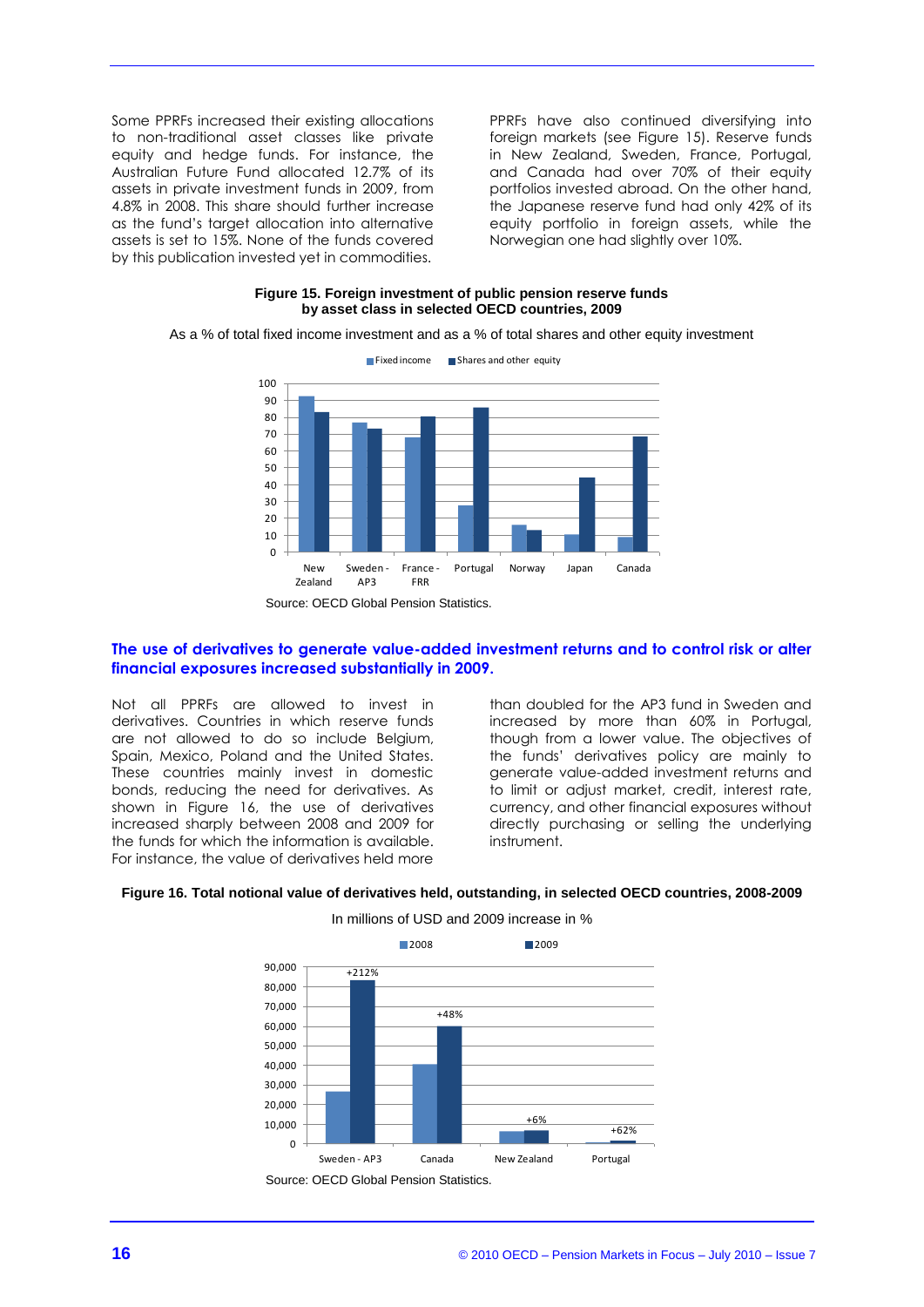Some PPRFs increased their existing allocations to non-traditional asset classes like private equity and hedge funds. For instance, the Australian Future Fund allocated 12.7% of its assets in private investment funds in 2009, from 4.8% in 2008. This share should further increase as the fund's target allocation into alternative assets is set to 15%. None of the funds covered by this publication invested yet in commodities.

PPRFs have also continued diversifying into foreign markets (see Figure 15). Reserve funds in New Zealand, Sweden, France, Portugal, and Canada had over 70% of their equity portfolios invested abroad. On the other hand, the Japanese reserve fund had only 42% of its equity portfolio in foreign assets, while the Norwegian one had slightly over 10%.

**Figure 15. Foreign investment of public pension reserve funds by asset class in selected OECD countries, 2009**

As a % of total fixed income investment and as a % of total shares and other equity investment

Source: OECD Global Pension Statistics.

## The use of derivatives to generate value-added investment returns and to control risk or alter financial exposures increased substantially in 2009.

Not all PPRFs are allowed to invest in derivatives. Countries in which reserve funds are not allowed to do so include Belgium, Spain, Mexico, Poland and the United States. These countries mainly invest in domestic bonds, reducing the need for derivatives. As shown in Figure 16, the use of derivatives increased sharply between 2008 and 2009 for the funds for which the information is available. For instance, the value of derivatives held more than doubled for the AP3 fund in Sweden and increased by more than 60% in Portugal, though from a lower value. The objectives of the funds' derivatives policy are mainly to generate value-added investment returns and to limit or adjust market, credit, interest rate, currency, and other financial exposures without directly purchasing or selling the underlying instrument.

**Figure 16. Total notional value of derivatives held, outstanding, in selected OECD countries, 2008-2009**

In millions of USD and 2009 increase in %

Source: OECD Global Pension Statistics.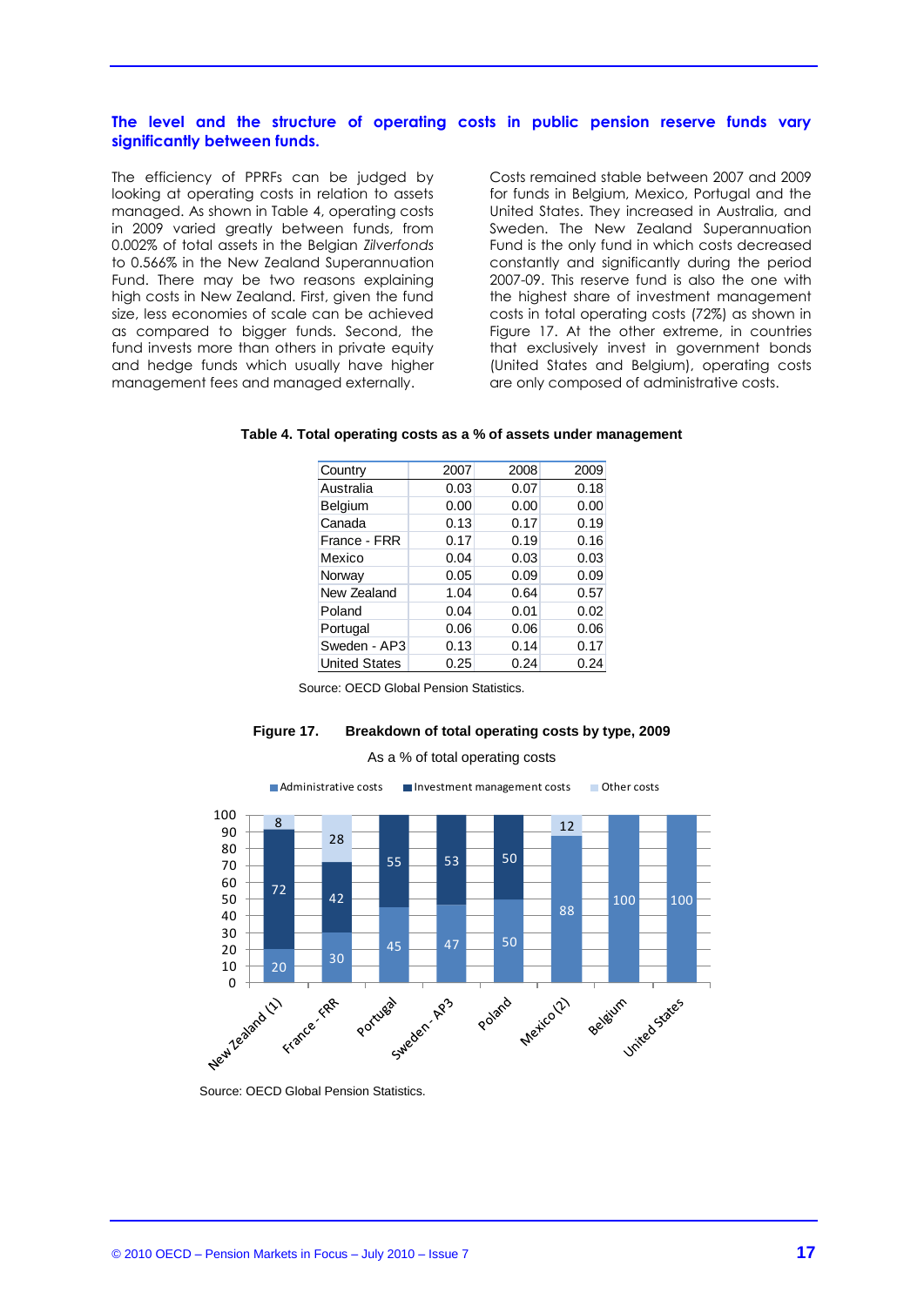## The level and the structure of operating costs in public pension reserve funds vary significantly between funds.

The efficiency of PPRFs can be judged by looking at operating costs in relation to assets managed. As shown in Table 4, operating costs in 2009 varied greatly between funds, from 0.002% of total assets in the Belgian *Zilverfonds* to 0.566% in the New Zealand Superannuation Fund. There may be two reasons explaining high costs in New Zealand. First, given the fund size, less economies of scale can be achieved as compared to bigger funds. Second, the fund invests more than others in private equity and hedge funds which usually have higher management fees and managed externally.

Costs remained stable between 2007 and 2009 for funds in Belgium, Mexico, Portugal and the United States. They increased in Australia, and Sweden. The New Zealand Superannuation Fund is the only fund in which costs decreased constantly and significantly during the period 2007-09. This reserve fund is also the one with the highest share of investment management costs in total operating costs (72%) as shown in Figure 17. At the other extreme, in countries that exclusively invest in government bonds (United States and Belgium), operating costs are only composed of administrative costs.

**Table 4. Total operating costs as a % of assets under management**

| Country | 2007 | 2008 | 2009 |
|---|---|---|---|
| Australia | 0.03 | 0.07 | 0.18 |
| Belgium | 0.00 | 0.00 | 0.00 |
| Canada | 0.13 | 0.17 | 0.19 |
| France - FRR | 0.17 | 0.19 | 0.16 |
| Mexico | 0.04 | 0.03 | 0.03 |
| Norway | 0.05 | 0.09 | 0.09 |
| New Zealand | 1.04 | 0.64 | 0.57 |
| Poland | 0.04 | 0.01 | 0.02 |
| Portugal | 0.06 | 0.06 | 0.06 |
| Sweden - AP3 | 0.13 | 0.14 | 0.17 |
| United States | 0.25 | 0.24 | 0.24 |

Source: OECD Global Pension Statistics.

**Figure 17. Breakdown of total operating costs by type, 2009**

As a % of total operating costs

| Fund | Administrative costs | Investment management costs | Other costs |
|---|---|---|---|
| New Zealand (1) | 20 | 72 | 8 |
| France - FRR | 30 | 42 | 28 |
| Portugal | 45 | 55 | |
| Sweden - AP3 | 47 | 53 | |
| Poland | 50 | 50 | |
| Mexico (2) | 88 | | 12 |
| Belgium | 100 | | |
| United States | 100 | | |

Source: OECD Global Pension Statistics.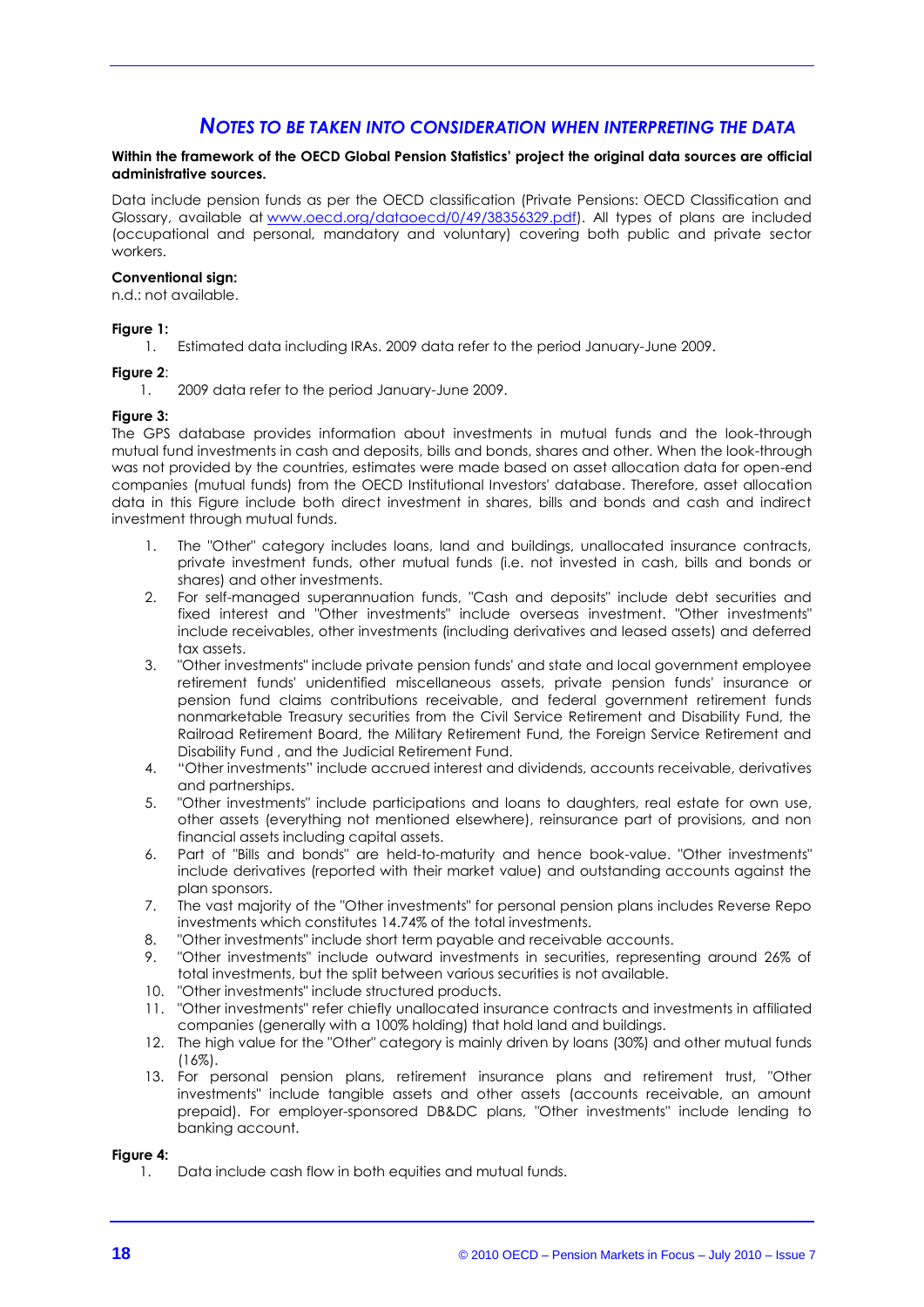## *NOTES TO BE TAKEN INTO CONSIDERATION WHEN INTERPRETING THE DATA*

**Within the framework of the OECD Global Pension Statistics' project the original data sources are official administrative sources.**

Data include pension funds as per the OECD classification (Private Pensions: OECD Classification and Glossary, available at www.oecd.org/dataoecd/0/49/38356329.pdf). All types of plans are included (occupational and personal, mandatory and voluntary) covering both public and private sector workers.

**Conventional sign:**
n.d.: not available.

**Figure 1:**

1. Estimated data including IRAs. 2009 data refer to the period January-June 2009.

**Figure 2**:

1. 2009 data refer to the period January-June 2009.

**Figure 3:**
The GPS database provides information about investments in mutual funds and the look-through mutual fund investments in cash and deposits, bills and bonds, shares and other. When the look-through was not provided by the countries, estimates were made based on asset allocation data for open-end companies (mutual funds) from the OECD Institutional Investors' database. Therefore, asset allocation data in this Figure include both direct investment in shares, bills and bonds and cash and indirect investment through mutual funds.

1. The "Other" category includes loans, land and buildings, unallocated insurance contracts, private investment funds, other mutual funds (i.e. not invested in cash, bills and bonds or shares) and other investments.
2. For self-managed superannuation funds, "Cash and deposits" include debt securities and fixed interest and "Other investments" include overseas investment. "Other investments" include receivables, other investments (including derivatives and leased assets) and deferred tax assets.
3. "Other investments" include private pension funds' and state and local government employee retirement funds' unidentified miscellaneous assets, private pension funds' insurance or pension fund claims contributions receivable, and federal government retirement funds nonmarketable Treasury securities from the Civil Service Retirement and Disability Fund, the Railroad Retirement Board, the Military Retirement Fund, the Foreign Service Retirement and Disability Fund , and the Judicial Retirement Fund.
4. "Other investments" include accrued interest and dividends, accounts receivable, derivatives and partnerships.
5. "Other investments" include participations and loans to daughters, real estate for own use, other assets (everything not mentioned elsewhere), reinsurance part of provisions, and non financial assets including capital assets.
6. Part of "Bills and bonds" are held-to-maturity and hence book-value. "Other investments" include derivatives (reported with their market value) and outstanding accounts against the plan sponsors.
7. The vast majority of the "Other investments" for personal pension plans includes Reverse Repo investments which constitutes 14.74% of the total investments.
8. "Other investments" include short term payable and receivable accounts.
9. "Other investments" include outward investments in securities, representing around 26% of total investments, but the split between various securities is not available.
10. "Other investments" include structured products.
11. "Other investments" refer chiefly unallocated insurance contracts and investments in affiliated companies (generally with a 100% holding) that hold land and buildings.
12. The high value for the "Other" category is mainly driven by loans (30%) and other mutual funds (16%).
13. For personal pension plans, retirement insurance plans and retirement trust, "Other investments" include tangible assets and other assets (accounts receivable, an amount prepaid). For employer-sponsored DB&DC plans, "Other investments" include lending to banking account.

**Figure 4:**

1. Data include cash flow in both equities and mutual funds.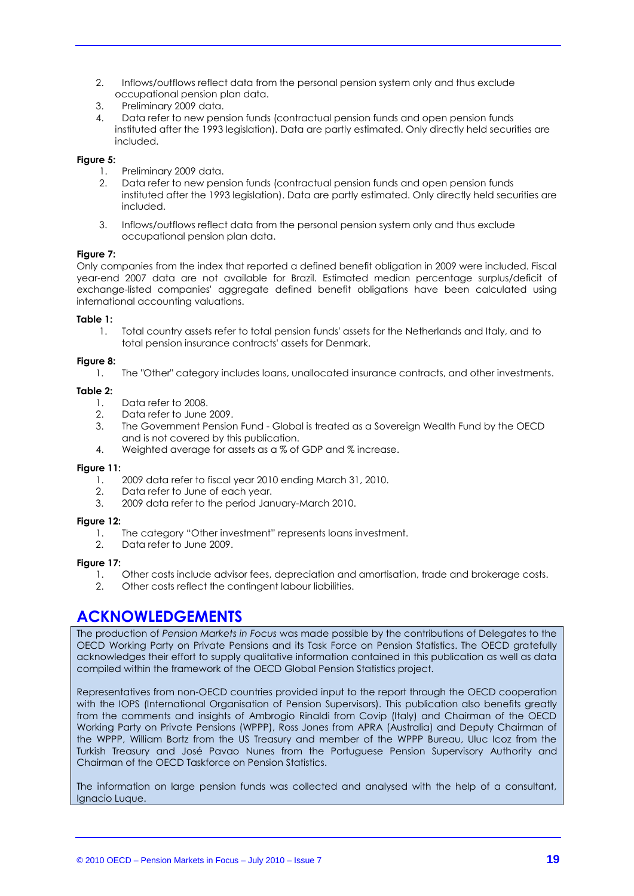2. Inflows/outflows reflect data from the personal pension system only and thus exclude occupational pension plan data.
3. Preliminary 2009 data.
4. Data refer to new pension funds (contractual pension funds and open pension funds instituted after the 1993 legislation). Data are partly estimated. Only directly held securities are included.

**Figure 5:**

1. Preliminary 2009 data.
2. Data refer to new pension funds (contractual pension funds and open pension funds instituted after the 1993 legislation). Data are partly estimated. Only directly held securities are included.
3. Inflows/outflows reflect data from the personal pension system only and thus exclude occupational pension plan data.

**Figure 7:**

Only companies from the index that reported a defined benefit obligation in 2009 were included. Fiscal year-end 2007 data are not available for Brazil. Estimated median percentage surplus/deficit of exchange-listed companies' aggregate defined benefit obligations have been calculated using international accounting valuations.

**Table 1:**

1. Total country assets refer to total pension funds' assets for the Netherlands and Italy, and to total pension insurance contracts' assets for Denmark.

**Figure 8:**

1. The "Other" category includes loans, unallocated insurance contracts, and other investments.

**Table 2:**

1. Data refer to 2008.
2. Data refer to June 2009.
3. The Government Pension Fund - Global is treated as a Sovereign Wealth Fund by the OECD and is not covered by this publication.
4. Weighted average for assets as a % of GDP and % increase.

**Figure 11:**

1. 2009 data refer to fiscal year 2010 ending March 31, 2010.
2. Data refer to June of each year.
3. 2009 data refer to the period January-March 2010.

**Figure 12:**

1. The category "Other investment" represents loans investment.
2. Data refer to June 2009.

**Figure 17:**

1. Other costs include advisor fees, depreciation and amortisation, trade and brokerage costs.
2. Other costs reflect the contingent labour liabilities.

# ACKNOWLEDGEMENTS

The production of *Pension Markets in Focus* was made possible by the contributions of Delegates to the OECD Working Party on Private Pensions and its Task Force on Pension Statistics. The OECD gratefully acknowledges their effort to supply qualitative information contained in this publication as well as data compiled within the framework of the OECD Global Pension Statistics project.

Representatives from non-OECD countries provided input to the report through the OECD cooperation with the IOPS (International Organisation of Pension Supervisors). This publication also benefits greatly from the comments and insights of Ambrogio Rinaldi from Covip (Italy) and Chairman of the OECD Working Party on Private Pensions (WPPP), Ross Jones from APRA (Australia) and Deputy Chairman of the WPPP, William Bortz from the US Treasury and member of the WPPP Bureau, Uluc Icoz from the Turkish Treasury and José Pavao Nunes from the Portuguese Pension Supervisory Authority and Chairman of the OECD Taskforce on Pension Statistics.

The information on large pension funds was collected and analysed with the help of a consultant, Ignacio Luque.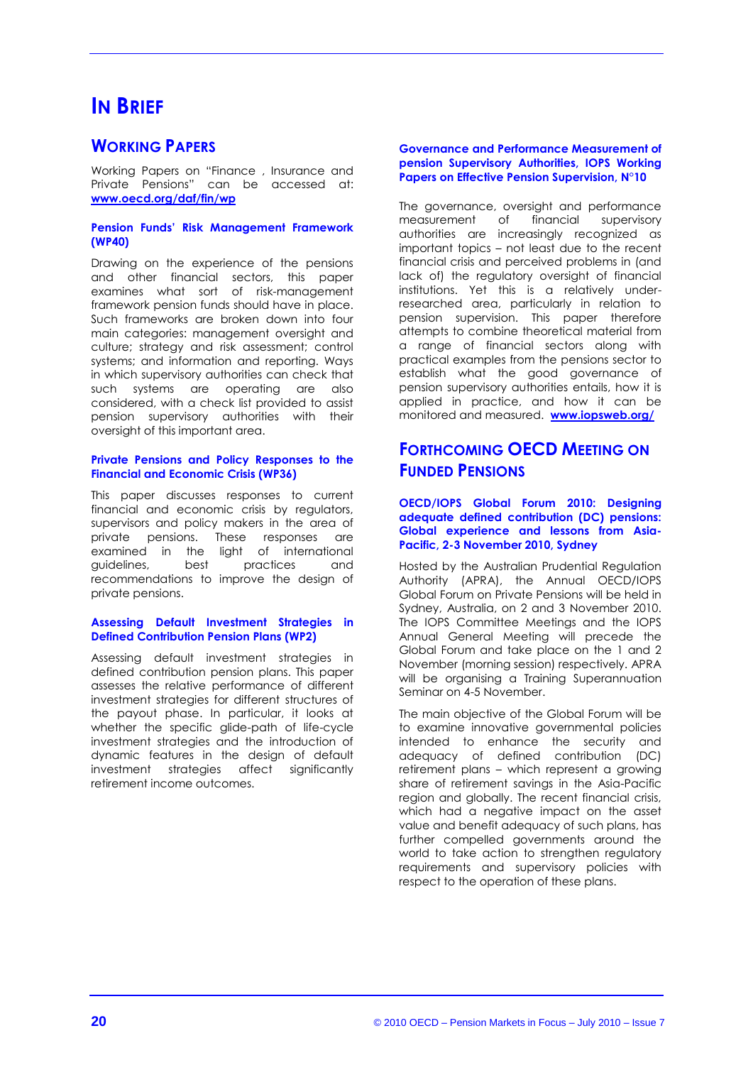# IN BRIEF

## WORKING PAPERS

Working Papers on "Finance , Insurance and Private Pensions" can be accessed at: **www.oecd.org/daf/fin/wp**

### Pension Funds' Risk Management Framework (WP40)

Drawing on the experience of the pensions and other financial sectors, this paper examines what sort of risk-management framework pension funds should have in place. Such frameworks are broken down into four main categories: management oversight and culture; strategy and risk assessment; control systems; and information and reporting. Ways in which supervisory authorities can check that such systems are operating are also considered, with a check list provided to assist pension supervisory authorities with their oversight of this important area.

### Private Pensions and Policy Responses to the Financial and Economic Crisis (WP36)

This paper discusses responses to current financial and economic crisis by regulators, supervisors and policy makers in the area of private pensions. These responses are examined in the light of international guidelines, best practices and recommendations to improve the design of private pensions.

### Assessing Default Investment Strategies in Defined Contribution Pension Plans (WP2)

Assessing default investment strategies in defined contribution pension plans. This paper assesses the relative performance of different investment strategies for different structures of the payout phase. In particular, it looks at whether the specific glide-path of life-cycle investment strategies and the introduction of dynamic features in the design of default investment strategies affect significantly retirement income outcomes.

### Governance and Performance Measurement of pension Supervisory Authorities, IOPS Working Papers on Effective Pension Supervision, N°10

The governance, oversight and performance measurement of financial supervisory authorities are increasingly recognized as important topics – not least due to the recent financial crisis and perceived problems in (and lack of) the regulatory oversight of financial institutions. Yet this is a relatively under-researched area, particularly in relation to pension supervision. This paper therefore attempts to combine theoretical material from a range of financial sectors along with practical examples from the pensions sector to establish what the good governance of pension supervisory authorities entails, how it is applied in practice, and how it can be monitored and measured. **www.iopsweb.org/**

## FORTHCOMING OECD MEETING ON FUNDED PENSIONS

### OECD/IOPS Global Forum 2010: Designing adequate defined contribution (DC) pensions: Global experience and lessons from Asia-Pacific, 2-3 November 2010, Sydney

Hosted by the Australian Prudential Regulation Authority (APRA), the Annual OECD/IOPS Global Forum on Private Pensions will be held in Sydney, Australia, on 2 and 3 November 2010. The IOPS Committee Meetings and the IOPS Annual General Meeting will precede the Global Forum and take place on the 1 and 2 November (morning session) respectively. APRA will be organising a Training Superannuation Seminar on 4-5 November.

The main objective of the Global Forum will be to examine innovative governmental policies intended to enhance the security and adequacy of defined contribution (DC) retirement plans – which represent a growing share of retirement savings in the Asia-Pacific region and globally. The recent financial crisis, which had a negative impact on the asset value and benefit adequacy of such plans, has further compelled governments around the world to take action to strengthen regulatory requirements and supervisory policies with respect to the operation of these plans.